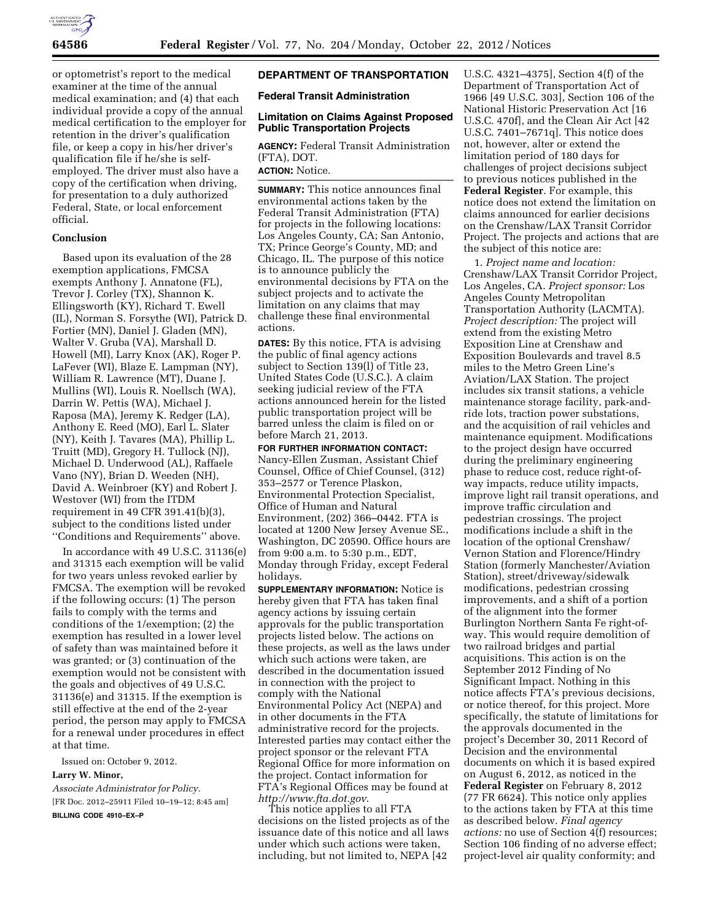or optometrist's report to the medical examiner at the time of the annual medical examination; and (4) that each individual provide a copy of the annual medical certification to the employer for retention in the driver's qualification file, or keep a copy in his/her driver's qualification file if he/she is self-employed. The driver must also have a copy of the certification when driving, for presentation to a duly authorized Federal, State, or local enforcement official.

## Conclusion

Based upon its evaluation of the 28 exemption applications, FMCSA exempts Anthony J. Annatone (FL), Trevor J. Corley (TX), Shannon K. Ellingsworth (KY), Richard T. Ewell (IL), Norman S. Forsythe (WI), Patrick D. Fortier (MN), Daniel J. Gladen (MN), Walter V. Gruba (VA), Marshall D. Howell (MI), Larry Knox (AK), Roger P. LaFever (WI), Blaze E. Lampman (NY), William R. Lawrence (MT), Duane J. Mullins (WI), Louis R. Noellsch (WA), Darrin W. Pettis (WA), Michael J. Raposa (MA), Jeremy K. Redger (LA), Anthony E. Reed (MO), Earl L. Slater (NY), Keith J. Tavares (MA), Phillip L. Truitt (MD), Gregory H. Tullock (NJ), Michael D. Underwood (AL), Raffaele Vano (NY), Brian D. Weeden (NH), David A. Weinbroer (KY) and Robert J. Westover (WI) from the ITDM requirement in 49 CFR 391.41(b)(3), subject to the conditions listed under ''Conditions and Requirements'' above.

In accordance with 49 U.S.C. 31136(e) and 31315 each exemption will be valid for two years unless revoked earlier by FMCSA. The exemption will be revoked if the following occurs: (1) The person fails to comply with the terms and conditions of the 1/exemption; (2) the exemption has resulted in a lower level of safety than was maintained before it was granted; or (3) continuation of the exemption would not be consistent with the goals and objectives of 49 U.S.C. 31136(e) and 31315. If the exemption is still effective at the end of the 2-year period, the person may apply to FMCSA for a renewal under procedures in effect at that time.

Issued on: October 9, 2012.

**Larry W. Minor,**

*Associate Administrator for Policy.*

[FR Doc. 2012–25911 Filed 10–19–12; 8:45 am]

**BILLING CODE 4910–EX–P**

## DEPARTMENT OF TRANSPORTATION

### Federal Transit Administration

### Limitation on Claims Against Proposed Public Transportation Projects

**AGENCY:** Federal Transit Administration (FTA), DOT.

**ACTION:** Notice.

**SUMMARY:** This notice announces final environmental actions taken by the Federal Transit Administration (FTA) for projects in the following locations: Los Angeles County, CA; San Antonio, TX; Prince George's County, MD; and Chicago, IL. The purpose of this notice is to announce publicly the environmental decisions by FTA on the subject projects and to activate the limitation on any claims that may challenge these final environmental actions.

**DATES:** By this notice, FTA is advising the public of final agency actions subject to Section 139(l) of Title 23, United States Code (U.S.C.). A claim seeking judicial review of the FTA actions announced herein for the listed public transportation project will be barred unless the claim is filed on or before March 21, 2013.

**FOR FURTHER INFORMATION CONTACT:** Nancy-Ellen Zusman, Assistant Chief Counsel, Office of Chief Counsel, (312) 353–2577 or Terence Plaskon, Environmental Protection Specialist, Office of Human and Natural Environment, (202) 366–0442. FTA is located at 1200 New Jersey Avenue SE., Washington, DC 20590. Office hours are from 9:00 a.m. to 5:30 p.m., EDT, Monday through Friday, except Federal holidays.

**SUPPLEMENTARY INFORMATION:** Notice is hereby given that FTA has taken final agency actions by issuing certain approvals for the public transportation projects listed below. The actions on these projects, as well as the laws under which such actions were taken, are described in the documentation issued in connection with the project to comply with the National Environmental Policy Act (NEPA) and in other documents in the FTA administrative record for the projects. Interested parties may contact either the project sponsor or the relevant FTA Regional Office for more information on the project. Contact information for FTA's Regional Offices may be found at *http://www.fta.dot.gov*.

This notice applies to all FTA decisions on the listed projects as of the issuance date of this notice and all laws under which such actions were taken, including, but not limited to, NEPA [42 U.S.C. 4321–4375], Section 4(f) of the Department of Transportation Act of 1966 [49 U.S.C. 303], Section 106 of the National Historic Preservation Act [16 U.S.C. 470f], and the Clean Air Act [42 U.S.C. 7401–7671q]. This notice does not, however, alter or extend the limitation period of 180 days for challenges of project decisions subject to previous notices published in the **Federal Register**. For example, this notice does not extend the limitation on claims announced for earlier decisions on the Crenshaw/LAX Transit Corridor Project. The projects and actions that are the subject of this notice are:

1. *Project name and location:* Crenshaw/LAX Transit Corridor Project, Los Angeles, CA. *Project sponsor:* Los Angeles County Metropolitan Transportation Authority (LACMTA). *Project description:* The project will extend from the existing Metro Exposition Line at Crenshaw and Exposition Boulevards and travel 8.5 miles to the Metro Green Line's Aviation/LAX Station. The project includes six transit stations, a vehicle maintenance storage facility, park-and-ride lots, traction power substations, and the acquisition of rail vehicles and maintenance equipment. Modifications to the project design have occurred during the preliminary engineering phase to reduce cost, reduce right-of-way impacts, reduce utility impacts, improve light rail transit operations, and improve traffic circulation and pedestrian crossings. The project modifications include a shift in the location of the optional Crenshaw/Vernon Station and Florence/Hindry Station (formerly Manchester/Aviation Station), street/driveway/sidewalk modifications, pedestrian crossing improvements, and a shift of a portion of the alignment into the former Burlington Northern Santa Fe right-of-way. This would require demolition of two railroad bridges and partial acquisitions. This action is on the September 2012 Finding of No Significant Impact. Nothing in this notice affects FTA's previous decisions, or notice thereof, for this project. More specifically, the statute of limitations for the approvals documented in the project's December 30, 2011 Record of Decision and the environmental documents on which it is based expired on August 6, 2012, as noticed in the **Federal Register** on February 8, 2012 (77 FR 6624). This notice only applies to the actions taken by FTA at this time as described below. *Final agency actions:* no use of Section 4(f) resources; Section 106 finding of no adverse effect; project-level air quality conformity; and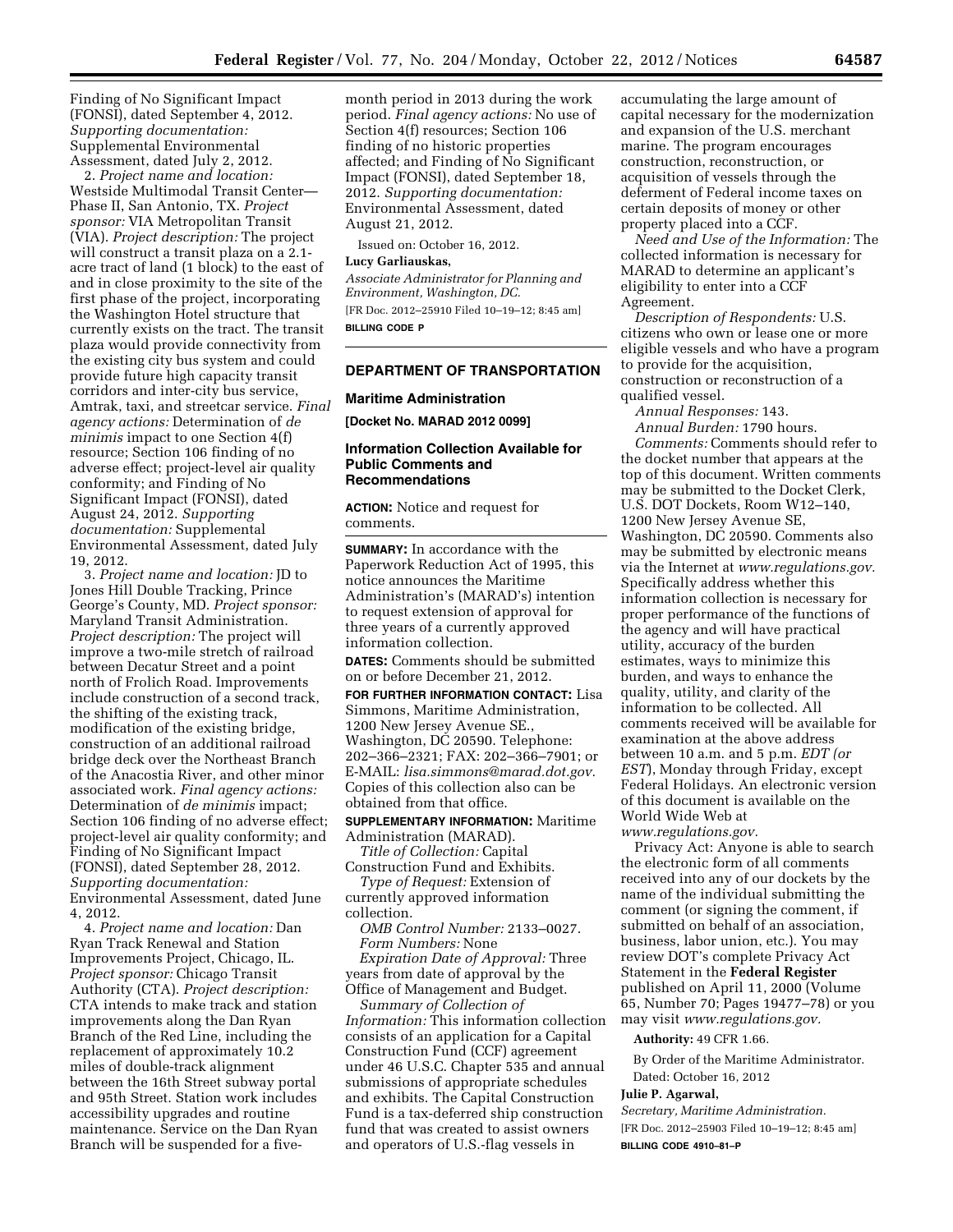Finding of No Significant Impact (FONSI), dated September 4, 2012. *Supporting documentation:* Supplemental Environmental Assessment, dated July 2, 2012.

2. *Project name and location:* Westside Multimodal Transit Center—Phase II, San Antonio, TX. *Project sponsor:* VIA Metropolitan Transit (VIA). *Project description:* The project will construct a transit plaza on a 2.1-acre tract of land (1 block) to the east of and in close proximity to the site of the first phase of the project, incorporating the Washington Hotel structure that currently exists on the tract. The transit plaza would provide connectivity from the existing city bus system and could provide future high capacity transit corridors and inter-city bus service, Amtrak, taxi, and streetcar service. *Final agency actions:* Determination of *de minimis* impact to one Section 4(f) resource; Section 106 finding of no adverse effect; project-level air quality conformity; and Finding of No Significant Impact (FONSI), dated August 24, 2012. *Supporting documentation:* Supplemental Environmental Assessment, dated July 19, 2012.

3. *Project name and location:* JD to Jones Hill Double Tracking, Prince George's County, MD. *Project sponsor:* Maryland Transit Administration. *Project description:* The project will improve a two-mile stretch of railroad between Decatur Street and a point north of Frolich Road. Improvements include construction of a second track, the shifting of the existing track, modification of the existing bridge, construction of an additional railroad bridge deck over the Northeast Branch of the Anacostia River, and other minor associated work. *Final agency actions:* Determination of *de minimis* impact; Section 106 finding of no adverse effect; project-level air quality conformity; and Finding of No Significant Impact (FONSI), dated September 28, 2012. *Supporting documentation:* Environmental Assessment, dated June 4, 2012.

4. *Project name and location:* Dan Ryan Track Renewal and Station Improvements Project, Chicago, IL. *Project sponsor:* Chicago Transit Authority (CTA). *Project description:* CTA intends to make track and station improvements along the Dan Ryan Branch of the Red Line, including the replacement of approximately 10.2 miles of double-track alignment between the 16th Street subway portal and 95th Street. Station work includes accessibility upgrades and routine maintenance. Service on the Dan Ryan Branch will be suspended for a five-month period in 2013 during the work period. *Final agency actions:* No use of Section 4(f) resources; Section 106 finding of no historic properties affected; and Finding of No Significant Impact (FONSI), dated September 18, 2012. *Supporting documentation:* Environmental Assessment, dated August 21, 2012.

Issued on: October 16, 2012.

**Lucy Garliauskas,**

*Associate Administrator for Planning and Environment, Washington, DC.*

[FR Doc. 2012–25910 Filed 10–19–12; 8:45 am]

**BILLING CODE P**

## DEPARTMENT OF TRANSPORTATION

### Maritime Administration

**[Docket No. MARAD 2012 0099]**

### Information Collection Available for Public Comments and Recommendations

**ACTION:** Notice and request for comments.

**SUMMARY:** In accordance with the Paperwork Reduction Act of 1995, this notice announces the Maritime Administration's (MARAD's) intention to request extension of approval for three years of a currently approved information collection.

**DATES:** Comments should be submitted on or before December 21, 2012.

**FOR FURTHER INFORMATION CONTACT:** Lisa Simmons, Maritime Administration, 1200 New Jersey Avenue SE., Washington, DC 20590. Telephone: 202–366–2321; FAX: 202–366–7901; or E-MAIL: *lisa.simmons@marad.dot.gov.* Copies of this collection also can be obtained from that office.

**SUPPLEMENTARY INFORMATION:** Maritime Administration (MARAD).

*Title of Collection:* Capital Construction Fund and Exhibits.

*Type of Request:* Extension of currently approved information collection.

*OMB Control Number:* 2133–0027.

*Form Numbers:* None

*Expiration Date of Approval:* Three years from date of approval by the Office of Management and Budget.

*Summary of Collection of Information:* This information collection consists of an application for a Capital Construction Fund (CCF) agreement under 46 U.S.C. Chapter 535 and annual submissions of appropriate schedules and exhibits. The Capital Construction Fund is a tax-deferred ship construction fund that was created to assist owners and operators of U.S.-flag vessels in accumulating the large amount of capital necessary for the modernization and expansion of the U.S. merchant marine. The program encourages construction, reconstruction, or acquisition of vessels through the deferment of Federal income taxes on certain deposits of money or other property placed into a CCF.

*Need and Use of the Information:* The collected information is necessary for MARAD to determine an applicant's eligibility to enter into a CCF Agreement.

*Description of Respondents:* U.S. citizens who own or lease one or more eligible vessels and who have a program to provide for the acquisition, construction or reconstruction of a qualified vessel.

*Annual Responses:* 143.

*Annual Burden:* 1790 hours.

*Comments:* Comments should refer to the docket number that appears at the top of this document. Written comments may be submitted to the Docket Clerk, U.S. DOT Dockets, Room W12–140, 1200 New Jersey Avenue SE, Washington, DC 20590. Comments also may be submitted by electronic means via the Internet at *www.regulations.gov.* Specifically address whether this information collection is necessary for proper performance of the functions of the agency and will have practical utility, accuracy of the burden estimates, ways to minimize this burden, and ways to enhance the quality, utility, and clarity of the information to be collected. All comments received will be available for examination at the above address between 10 a.m. and 5 p.m. *EDT (or EST*), Monday through Friday, except Federal Holidays. An electronic version of this document is available on the World Wide Web at *www.regulations.gov.*

Privacy Act: Anyone is able to search the electronic form of all comments received into any of our dockets by the name of the individual submitting the comment (or signing the comment, if submitted on behalf of an association, business, labor union, etc.). You may review DOT's complete Privacy Act Statement in the **Federal Register** published on April 11, 2000 (Volume 65, Number 70; Pages 19477–78) or you may visit *www.regulations.gov.*

**Authority:** 49 CFR 1.66.

By Order of the Maritime Administrator.

Dated: October 16, 2012

**Julie P. Agarwal,**

*Secretary, Maritime Administration.*

[FR Doc. 2012–25903 Filed 10–19–12; 8:45 am]

**BILLING CODE 4910–81–P**